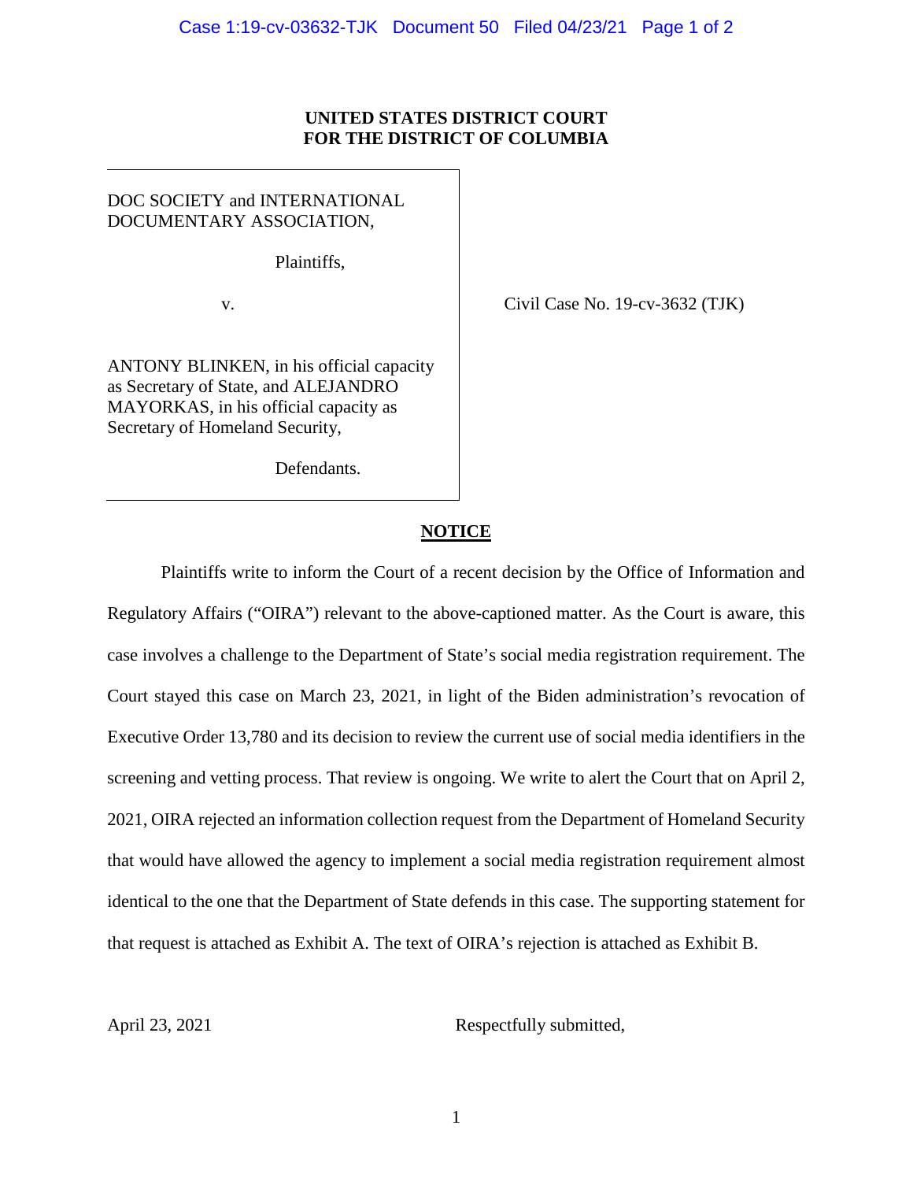**UNITED STATES DISTRICT COURT**
**FOR THE DISTRICT OF COLUMBIA**

| | |
|---|---|
| DOC SOCIETY and INTERNATIONAL DOCUMENTARY ASSOCIATION,<br><br>Plaintiffs,<br><br>v.<br><br>ANTONY BLINKEN, in his official capacity as Secretary of State, and ALEJANDRO MAYORKAS, in his official capacity as Secretary of Homeland Security,<br><br>Defendants. | Civil Case No. 19-cv-3632 (TJK) |

**NOTICE**

Plaintiffs write to inform the Court of a recent decision by the Office of Information and Regulatory Affairs ("OIRA") relevant to the above-captioned matter. As the Court is aware, this case involves a challenge to the Department of State's social media registration requirement. The Court stayed this case on March 23, 2021, in light of the Biden administration's revocation of Executive Order 13,780 and its decision to review the current use of social media identifiers in the screening and vetting process. That review is ongoing. We write to alert the Court that on April 2, 2021, OIRA rejected an information collection request from the Department of Homeland Security that would have allowed the agency to implement a social media registration requirement almost identical to the one that the Department of State defends in this case. The supporting statement for that request is attached as Exhibit A. The text of OIRA's rejection is attached as Exhibit B.

April 23, 2021 Respectfully submitted,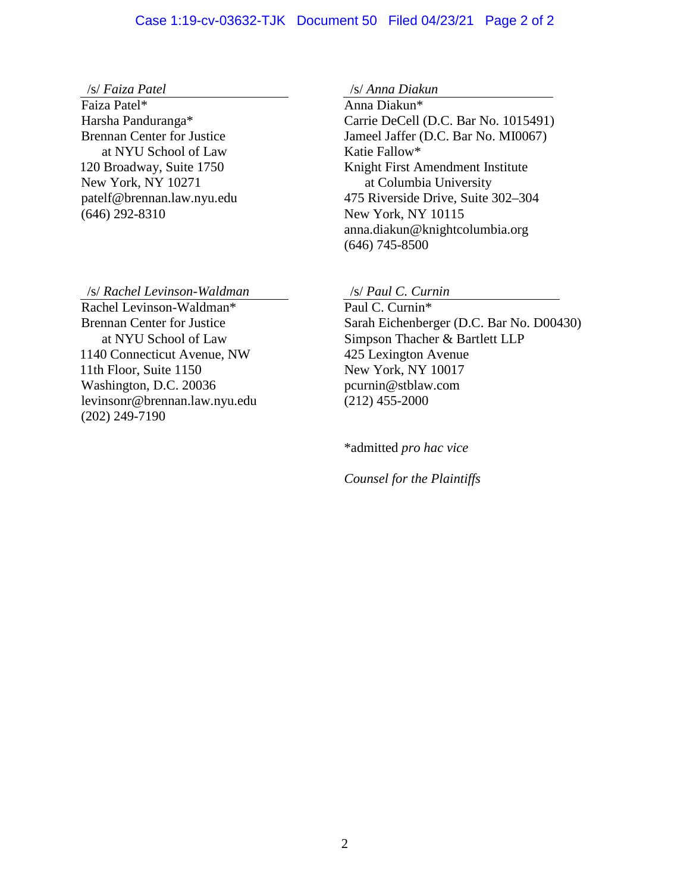/s/ *Faiza Patel*
Faiza Patel*
Harsha Panduranga*
Brennan Center for Justice
at NYU School of Law
120 Broadway, Suite 1750
New York, NY 10271
patelf@brennan.law.nyu.edu
(646) 292-8310

/s/ *Anna Diakun*
Anna Diakun*
Carrie DeCell (D.C. Bar No. 1015491)
Jameel Jaffer (D.C. Bar No. MI0067)
Katie Fallow*
Knight First Amendment Institute
at Columbia University
475 Riverside Drive, Suite 302–304
New York, NY 10115
anna.diakun@knightcolumbia.org
(646) 745-8500

/s/ *Rachel Levinson-Waldman*
Rachel Levinson-Waldman*
Brennan Center for Justice
at NYU School of Law
1140 Connecticut Avenue, NW
11th Floor, Suite 1150
Washington, D.C. 20036
levinsonr@brennan.law.nyu.edu
(202) 249-7190

/s/ *Paul C. Curnin*
Paul C. Curnin*
Sarah Eichenberger (D.C. Bar No. D00430)
Simpson Thacher & Bartlett LLP
425 Lexington Avenue
New York, NY 10017
pcurnin@stblaw.com
(212) 455-2000

*admitted *pro hac vice*

*Counsel for the Plaintiffs*